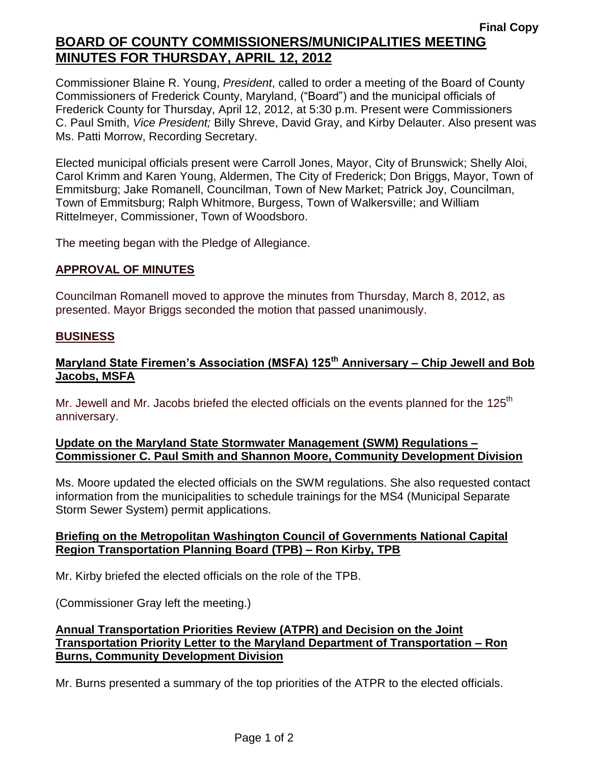**Final Copy**

# BOARD OF COUNTY COMMISSIONERS/MUNICIPALITIES MEETING MINUTES FOR THURSDAY, APRIL 12, 2012

Commissioner Blaine R. Young, *President*, called to order a meeting of the Board of County Commissioners of Frederick County, Maryland, ("Board") and the municipal officials of Frederick County for Thursday, April 12, 2012, at 5:30 p.m. Present were Commissioners C. Paul Smith, *Vice President;* Billy Shreve, David Gray, and Kirby Delauter. Also present was Ms. Patti Morrow, Recording Secretary.

Elected municipal officials present were Carroll Jones, Mayor, City of Brunswick; Shelly Aloi, Carol Krimm and Karen Young, Aldermen, The City of Frederick; Don Briggs, Mayor, Town of Emmitsburg; Jake Romanell, Councilman, Town of New Market; Patrick Joy, Councilman, Town of Emmitsburg; Ralph Whitmore, Burgess, Town of Walkersville; and William Rittelmeyer, Commissioner, Town of Woodsboro.

The meeting began with the Pledge of Allegiance.

## APPROVAL OF MINUTES

Councilman Romanell moved to approve the minutes from Thursday, March 8, 2012, as presented. Mayor Briggs seconded the motion that passed unanimously.

## BUSINESS

### Maryland State Firemen's Association (MSFA) 125th Anniversary – Chip Jewell and Bob Jacobs, MSFA

Mr. Jewell and Mr. Jacobs briefed the elected officials on the events planned for the 125th anniversary.

### Update on the Maryland State Stormwater Management (SWM) Regulations – Commissioner C. Paul Smith and Shannon Moore, Community Development Division

Ms. Moore updated the elected officials on the SWM regulations. She also requested contact information from the municipalities to schedule trainings for the MS4 (Municipal Separate Storm Sewer System) permit applications.

### Briefing on the Metropolitan Washington Council of Governments National Capital Region Transportation Planning Board (TPB) – Ron Kirby, TPB

Mr. Kirby briefed the elected officials on the role of the TPB.

(Commissioner Gray left the meeting.)

### Annual Transportation Priorities Review (ATPR) and Decision on the Joint Transportation Priority Letter to the Maryland Department of Transportation – Ron Burns, Community Development Division

Mr. Burns presented a summary of the top priorities of the ATPR to the elected officials.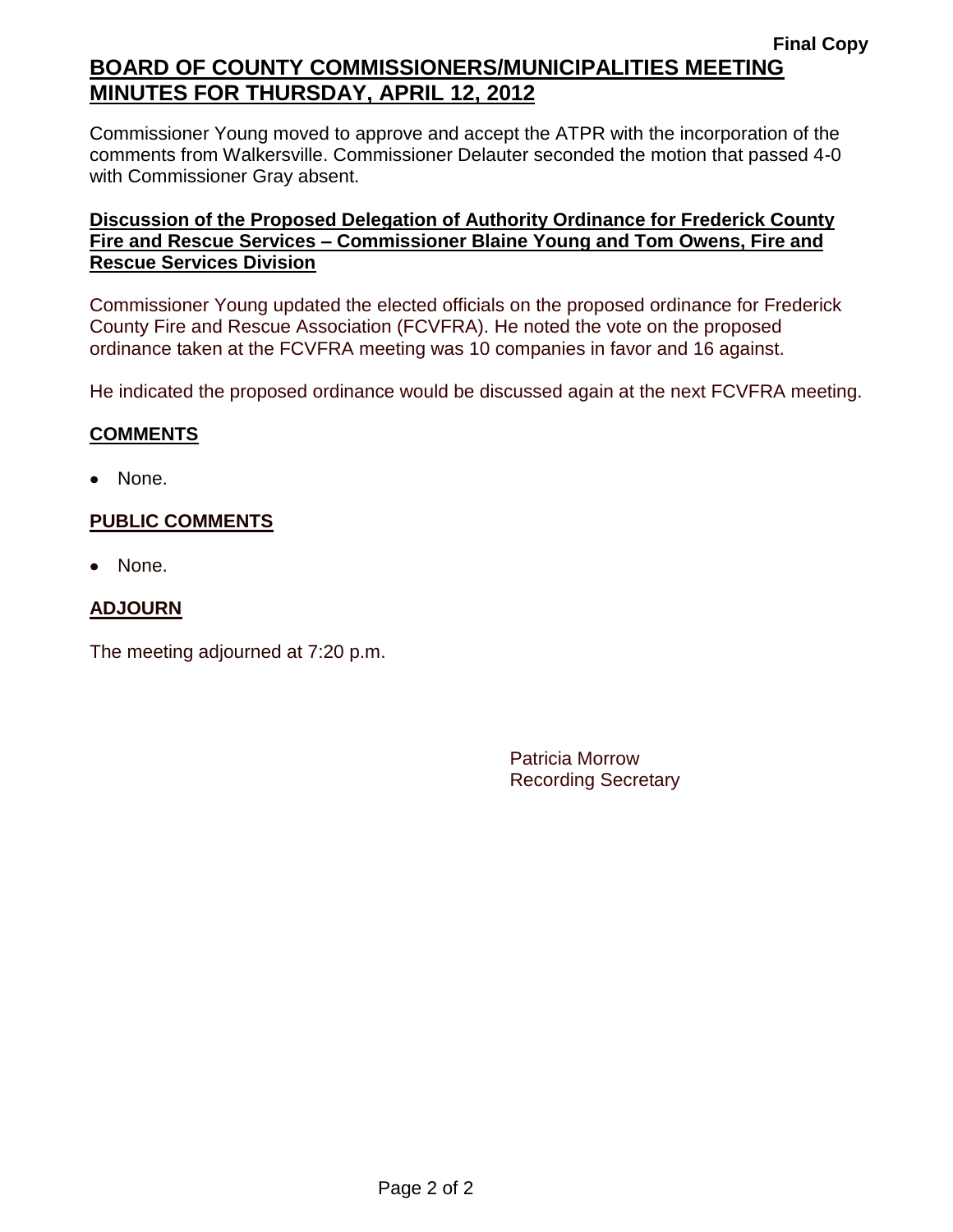Final Copy

# BOARD OF COUNTY COMMISSIONERS/MUNICIPALITIES MEETING MINUTES FOR THURSDAY, APRIL 12, 2012

Commissioner Young moved to approve and accept the ATPR with the incorporation of the comments from Walkersville. Commissioner Delauter seconded the motion that passed 4-0 with Commissioner Gray absent.

**Discussion of the Proposed Delegation of Authority Ordinance for Frederick County Fire and Rescue Services – Commissioner Blaine Young and Tom Owens, Fire and Rescue Services Division**

Commissioner Young updated the elected officials on the proposed ordinance for Frederick County Fire and Rescue Association (FCVFRA). He noted the vote on the proposed ordinance taken at the FCVFRA meeting was 10 companies in favor and 16 against.

He indicated the proposed ordinance would be discussed again at the next FCVFRA meeting.

## COMMENTS

- None.

## PUBLIC COMMENTS

- None.

## ADJOURN

The meeting adjourned at 7:20 p.m.

Patricia Morrow
Recording Secretary